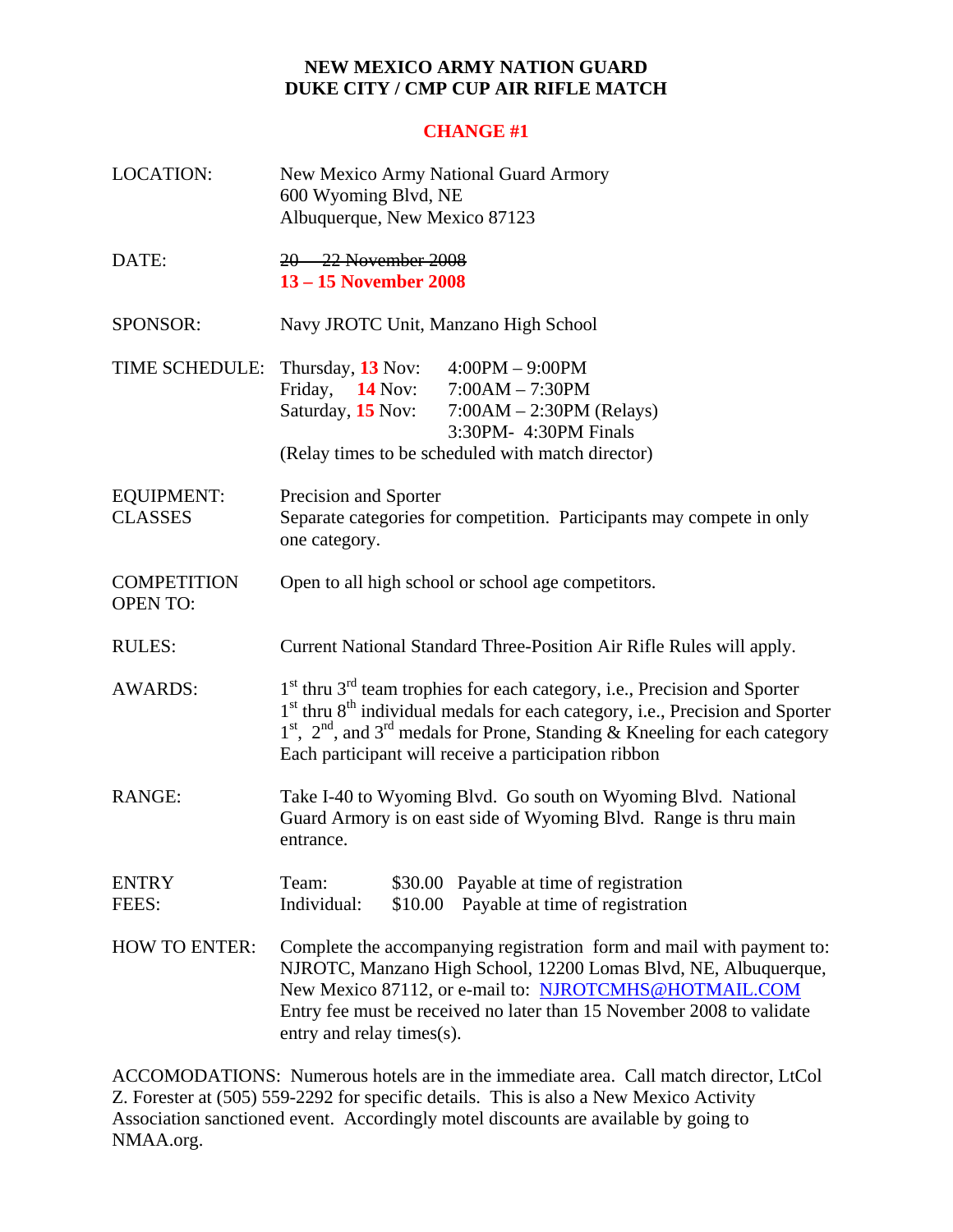# NEW MEXICO ARMY NATION GUARD
# DUKE CITY / CMP CUP AIR RIFLE MATCH

**CHANGE #1**

| | |
|---|---|
| LOCATION: | New Mexico Army National Guard Armory<br>600 Wyoming Blvd, NE<br>Albuquerque, New Mexico 87123 |
| DATE: | ~~20 – 22 November 2008~~<br>**13 – 15 November 2008** |
| SPONSOR: | Navy JROTC Unit, Manzano High School |
| TIME SCHEDULE: | Thursday, **13** Nov: 4:00PM – 9:00PM<br>Friday, **14** Nov: 7:00AM – 7:30PM<br>Saturday, **15** Nov: 7:00AM – 2:30PM (Relays)<br>3:30PM- 4:30PM Finals<br>(Relay times to be scheduled with match director) |
| EQUIPMENT: CLASSES | Precision and Sporter<br>Separate categories for competition. Participants may compete in only one category. |
| COMPETITION OPEN TO: | Open to all high school or school age competitors. |
| RULES: | Current National Standard Three-Position Air Rifle Rules will apply. |
| AWARDS: | 1st thru 3rd team trophies for each category, i.e., Precision and Sporter<br>1st thru 8th individual medals for each category, i.e., Precision and Sporter<br>1st, 2nd, and 3rd medals for Prone, Standing & Kneeling for each category<br>Each participant will receive a participation ribbon |
| RANGE: | Take I-40 to Wyoming Blvd. Go south on Wyoming Blvd. National Guard Armory is on east side of Wyoming Blvd. Range is thru main entrance. |
| ENTRY FEES: | Team: $30.00 Payable at time of registration<br>Individual: $10.00 Payable at time of registration |
| HOW TO ENTER: | Complete the accompanying registration form and mail with payment to: NJROTC, Manzano High School, 12200 Lomas Blvd, NE, Albuquerque, New Mexico 87112, or e-mail to: NJROTCMHS@HOTMAIL.COM<br>Entry fee must be received no later than 15 November 2008 to validate entry and relay times(s). |

ACCOMODATIONS: Numerous hotels are in the immediate area. Call match director, LtCol Z. Forester at (505) 559-2292 for specific details. This is also a New Mexico Activity Association sanctioned event. Accordingly motel discounts are available by going to NMAA.org.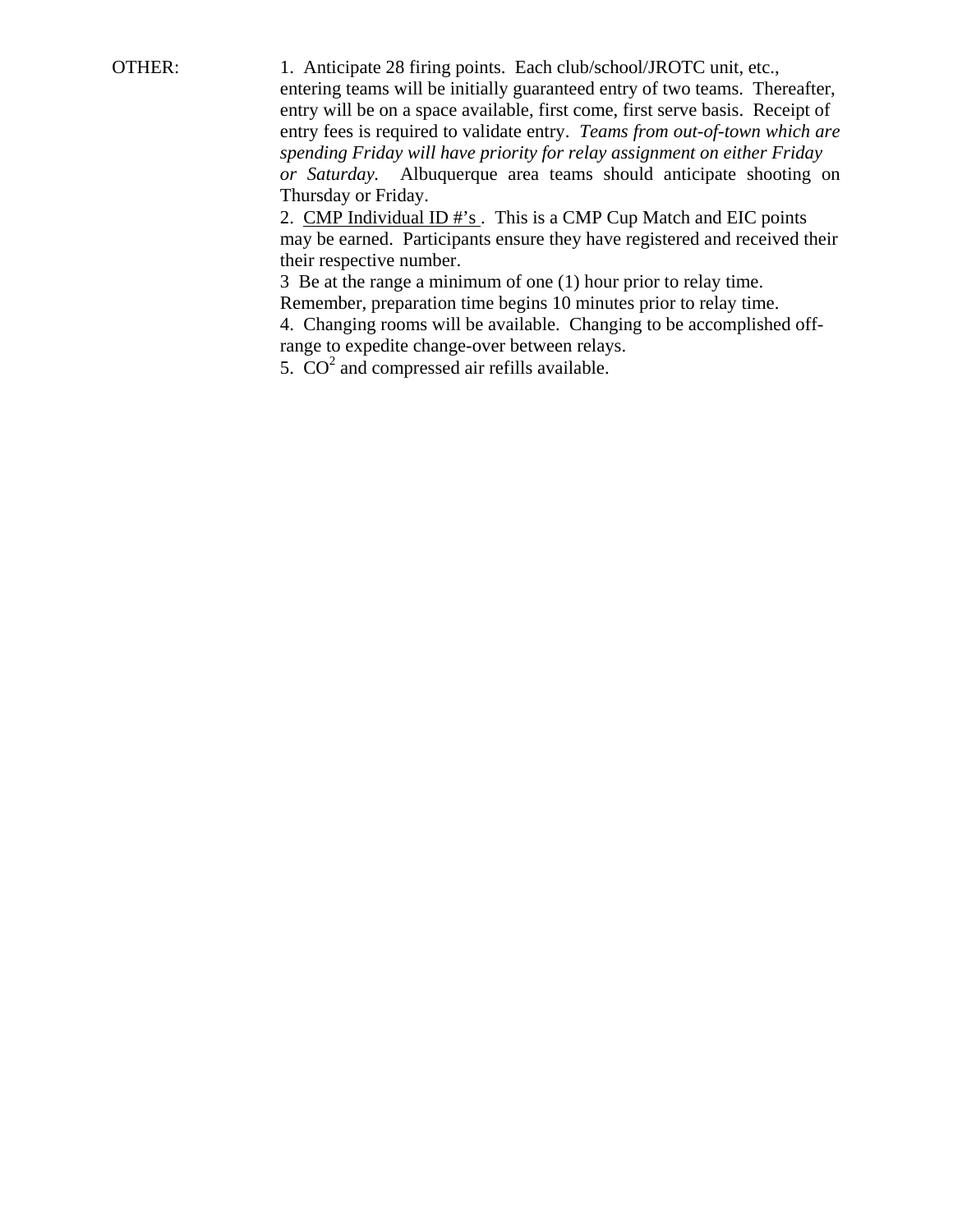OTHER:

1. Anticipate 28 firing points. Each club/school/JROTC unit, etc., entering teams will be initially guaranteed entry of two teams. Thereafter, entry will be on a space available, first come, first serve basis. Receipt of entry fees is required to validate entry. *Teams from out-of-town which are spending Friday will have priority for relay assignment on either Friday or Saturday.* Albuquerque area teams should anticipate shooting on Thursday or Friday.

2. <u>CMP Individual ID #'s</u> . This is a CMP Cup Match and EIC points may be earned. Participants ensure they have registered and received their their respective number.

3 Be at the range a minimum of one (1) hour prior to relay time. Remember, preparation time begins 10 minutes prior to relay time.

4. Changing rooms will be available. Changing to be accomplished off-range to expedite change-over between relays.

5. $CO^2$ and compressed air refills available.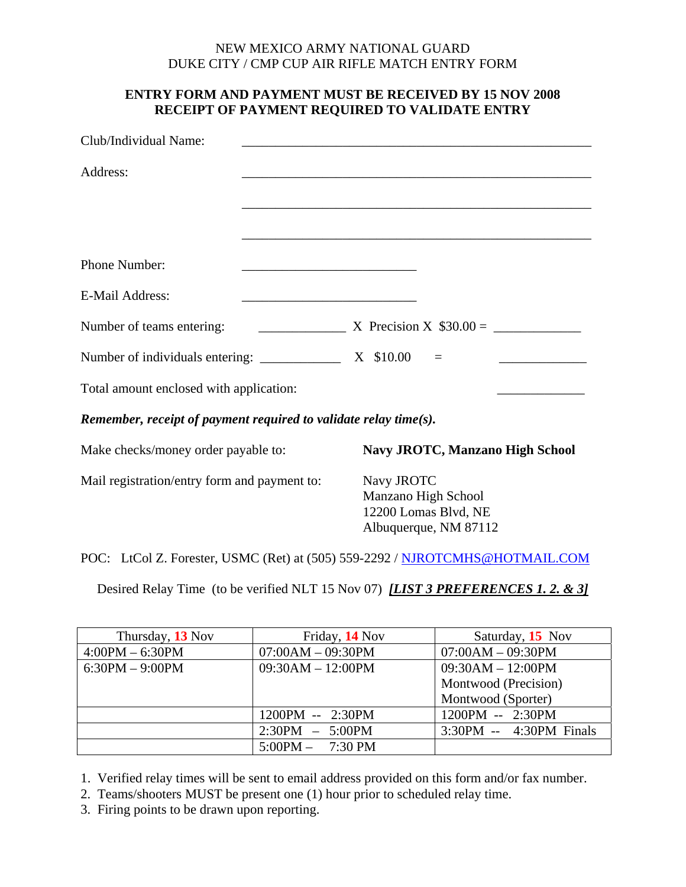NEW MEXICO ARMY NATIONAL GUARD
DUKE CITY / CMP CUP AIR RIFLE MATCH ENTRY FORM

**ENTRY FORM AND PAYMENT MUST BE RECEIVED BY 15 NOV 2008**
**RECEIPT OF PAYMENT REQUIRED TO VALIDATE ENTRY**

Club/Individual Name: _______________________________________________

Address: _______________________________________________

_______________________________________________

_______________________________________________

Phone Number: __________________________

E-Mail Address: __________________________

Number of teams entering: _____________ X Precision X $30.00 = _____________

Number of individuals entering: ____________ X $10.00 = _____________

Total amount enclosed with application: _____________

***Remember, receipt of payment required to validate relay time(s).***

Make checks/money order payable to: **Navy JROTC, Manzano High School**

Mail registration/entry form and payment to:
Navy JROTC
Manzano High School
12200 Lomas Blvd, NE
Albuquerque, NM 87112

POC: LtCol Z. Forester, USMC (Ret) at (505) 559-2292 / NJROTCMHS@HOTMAIL.COM

Desired Relay Time (to be verified NLT 15 Nov 07) ***[LIST 3 PREFERENCES 1. 2. & 3]***

| Thursday, 13 Nov | Friday, 14 Nov | Saturday, 15 Nov |
|---|---|---|
| 4:00PM – 6:30PM | 07:00AM – 09:30PM | 07:00AM – 09:30PM |
| 6:30PM – 9:00PM | 09:30AM – 12:00PM | 09:30AM – 12:00PM<br>Montwood (Precision)<br>Montwood (Sporter) |
| | 1200PM -- 2:30PM | 1200PM -- 2:30PM |
| | 2:30PM – 5:00PM | 3:30PM -- 4:30PM Finals |
| | 5:00PM – 7:30 PM | |

1. Verified relay times will be sent to email address provided on this form and/or fax number.
2. Teams/shooters MUST be present one (1) hour prior to scheduled relay time.
3. Firing points to be drawn upon reporting.